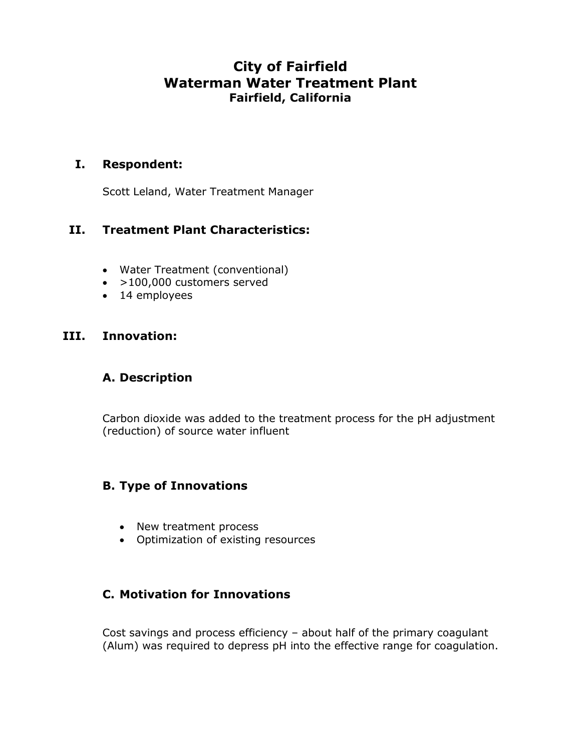# City of Fairfield
# Waterman Water Treatment Plant
### Fairfield, California

## I. Respondent:

Scott Leland, Water Treatment Manager

## II. Treatment Plant Characteristics:

- Water Treatment (conventional)
- >100,000 customers served
- 14 employees

## III. Innovation:

### A. Description

Carbon dioxide was added to the treatment process for the pH adjustment (reduction) of source water influent

### B. Type of Innovations

- New treatment process
- Optimization of existing resources

### C. Motivation for Innovations

Cost savings and process efficiency – about half of the primary coagulant (Alum) was required to depress pH into the effective range for coagulation.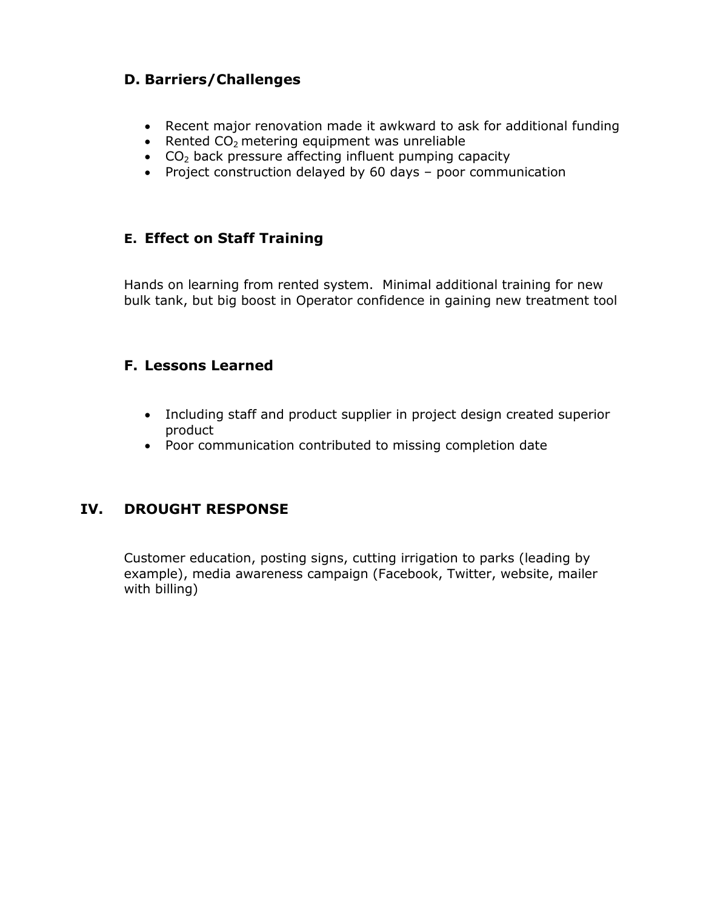### D. Barriers/Challenges

- Recent major renovation made it awkward to ask for additional funding
- Rented $CO_2$ metering equipment was unreliable
- $CO_2$ back pressure affecting influent pumping capacity
- Project construction delayed by 60 days – poor communication

### E. Effect on Staff Training

Hands on learning from rented system. Minimal additional training for new bulk tank, but big boost in Operator confidence in gaining new treatment tool

### F. Lessons Learned

- Including staff and product supplier in project design created superior product
- Poor communication contributed to missing completion date

## IV. DROUGHT RESPONSE

Customer education, posting signs, cutting irrigation to parks (leading by example), media awareness campaign (Facebook, Twitter, website, mailer with billing)